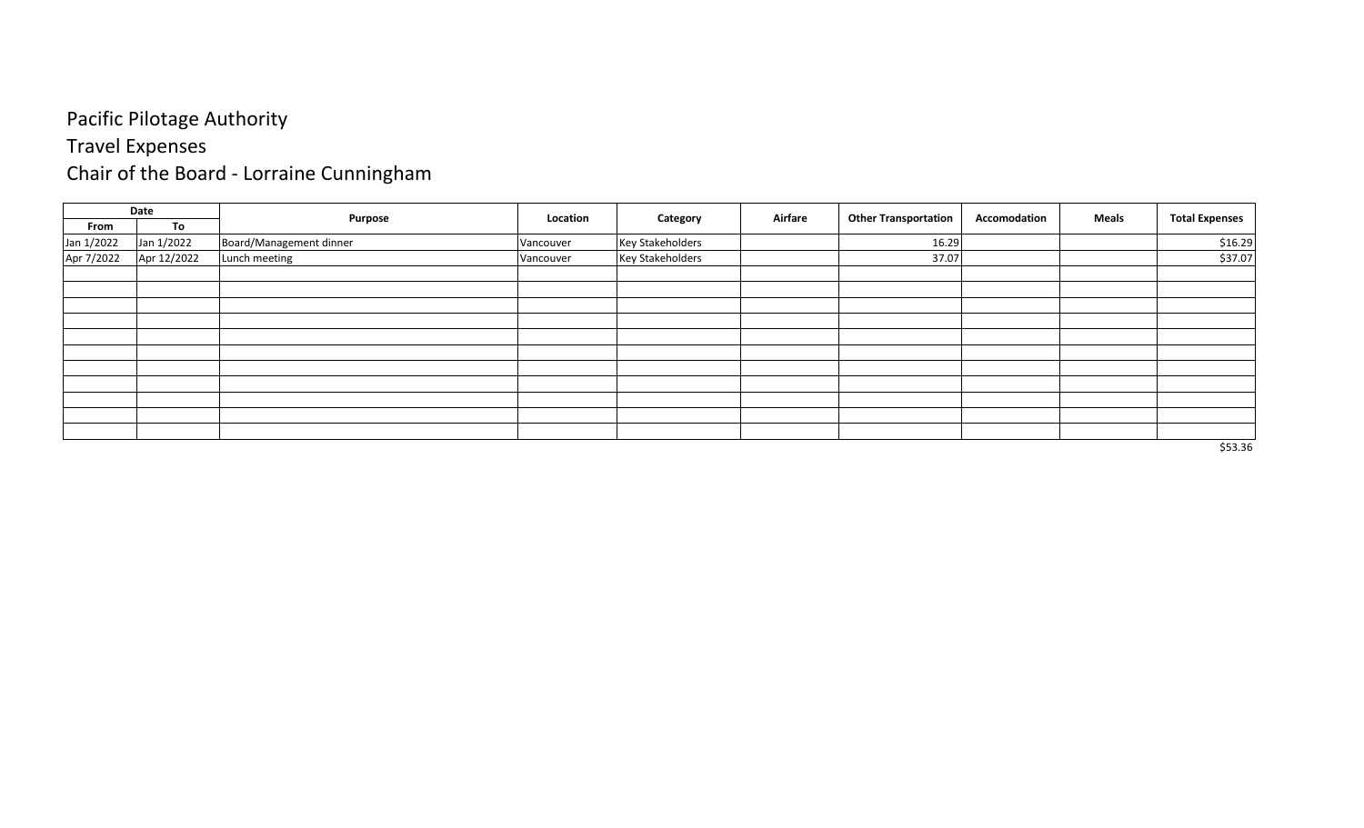Pacific Pilotage Authority

Travel Expenses

Chair of the Board - Lorraine Cunningham

| Date | | Purpose | Location | Category | Airfare | Other Transportation | Accomodation | Meals | Total Expenses |
|---|---|---|---|---|---|---|---|---|---|
| From | To | | | | | | | | |
| Jan 1/2022 | Jan 1/2022 | Board/Management dinner | Vancouver | Key Stakeholders | | 16.29 | | | $16.29 |
| Apr 7/2022 | Apr 12/2022 | Lunch meeting | Vancouver | Key Stakeholders | | 37.07 | | | $37.07 |
| | | | | | | | | | |
| | | | | | | | | | |
| | | | | | | | | | |
| | | | | | | | | | |
| | | | | | | | | | |
| | | | | | | | | | |
| | | | | | | | | | |
| | | | | | | | | | |
| | | | | | | | | | |
| | | | | | | | | | |
| | | | | | | | | | $53.36 |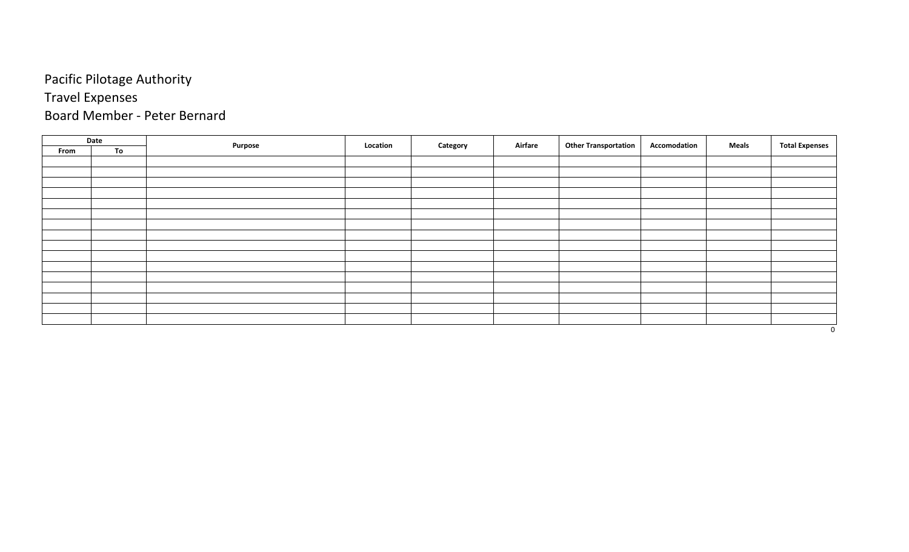Pacific Pilotage Authority

Travel Expenses

Board Member - Peter Bernard

| Date | | Purpose | Location | Category | Airfare | Other Transportation | Accomodation | Meals | Total Expenses |
|---|---|---|---|---|---|---|---|---|---|
| From | To | | | | | | | | |
| | | | | | | | | | |
| | | | | | | | | | |
| | | | | | | | | | |
| | | | | | | | | | |
| | | | | | | | | | |
| | | | | | | | | | |
| | | | | | | | | | |
| | | | | | | | | | |
| | | | | | | | | | |
| | | | | | | | | | |
| | | | | | | | | | |
| | | | | | | | | | |
| | | | | | | | | | |
| | | | | | | | | | |
| | | | | | | | | | |
| | | | | | | | | | |
| | | | | | | | | | 0 |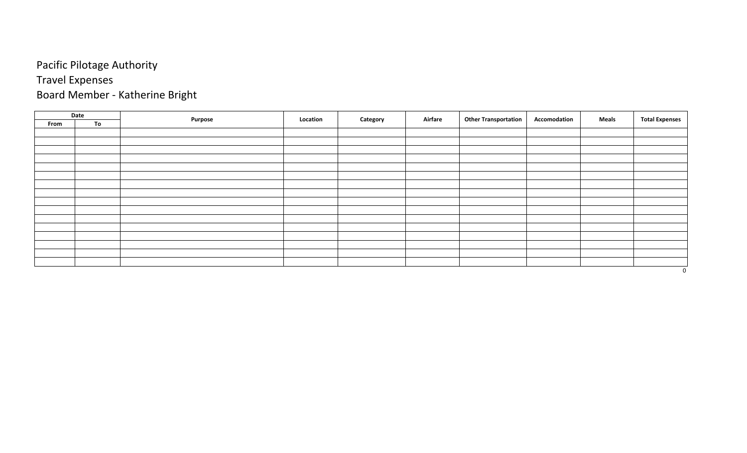Pacific Pilotage Authority

Travel Expenses

Board Member - Katherine Bright

| Date | | Purpose | Location | Category | Airfare | Other Transportation | Accomodation | Meals | Total Expenses |
|---|---|---|---|---|---|---|---|---|---|
| From | To | | | | | | | | |
| | | | | | | | | | |
| | | | | | | | | | |
| | | | | | | | | | |
| | | | | | | | | | |
| | | | | | | | | | |
| | | | | | | | | | |
| | | | | | | | | | |
| | | | | | | | | | |
| | | | | | | | | | |
| | | | | | | | | | |
| | | | | | | | | | |
| | | | | | | | | | |
| | | | | | | | | | |
| | | | | | | | | | |
| | | | | | | | | | |
| | | | | | | | | | |
| | | | | | | | | | 0 |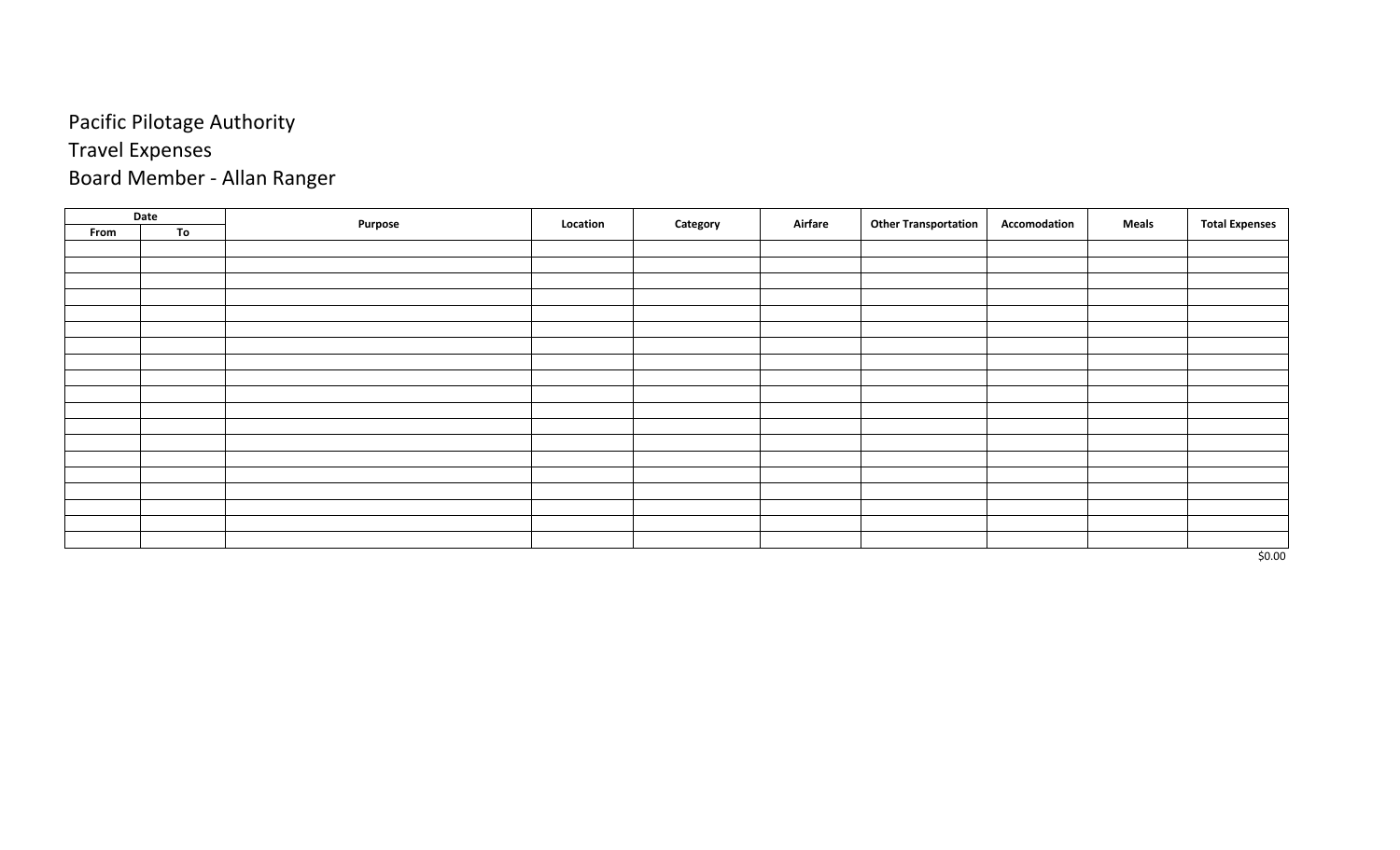Pacific Pilotage Authority

Travel Expenses

Board Member - Allan Ranger

| Date | | Purpose | Location | Category | Airfare | Other Transportation | Accomodation | Meals | Total Expenses |
|---|---|---|---|---|---|---|---|---|---|
| From | To | | | | | | | | |
| | | | | | | | | | |
| | | | | | | | | | |
| | | | | | | | | | |
| | | | | | | | | | |
| | | | | | | | | | |
| | | | | | | | | | |
| | | | | | | | | | |
| | | | | | | | | | |
| | | | | | | | | | |
| | | | | | | | | | |
| | | | | | | | | | |
| | | | | | | | | | |
| | | | | | | | | | |
| | | | | | | | | | |
| | | | | | | | | | |
| | | | | | | | | | |
| | | | | | | | | | |
| | | | | | | | | | |
| | | | | | | | | | |
| | | | | | | | | $0.00 |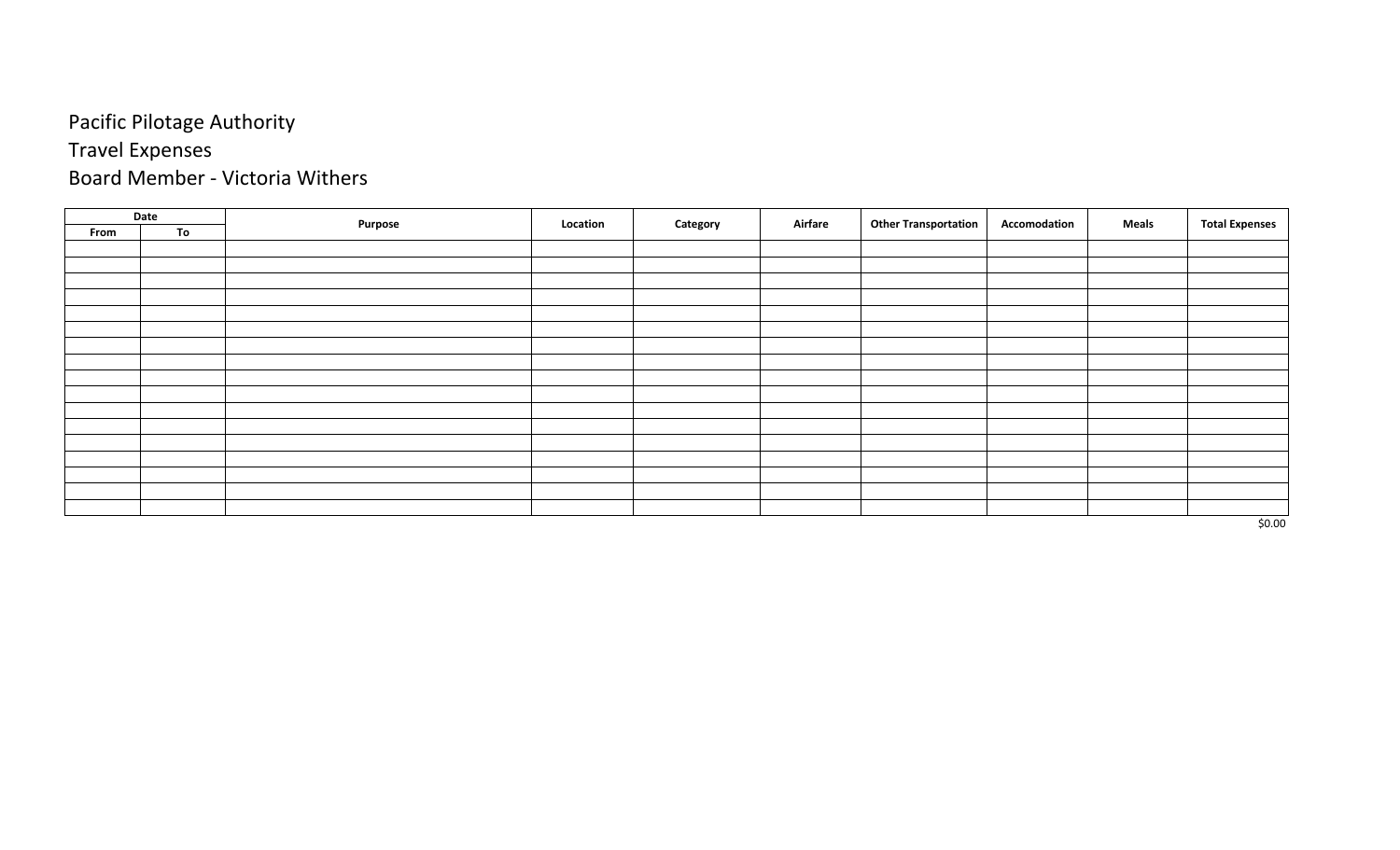Pacific Pilotage Authority

Travel Expenses

Board Member - Victoria Withers

| Date | | Purpose | Location | Category | Airfare | Other Transportation | Accomodation | Meals | Total Expenses |
|---|---|---|---|---|---|---|---|---|---|
| From | To | | | | | | | | |
| | | | | | | | | | |
| | | | | | | | | | |
| | | | | | | | | | |
| | | | | | | | | | |
| | | | | | | | | | |
| | | | | | | | | | |
| | | | | | | | | | |
| | | | | | | | | | |
| | | | | | | | | | |
| | | | | | | | | | |
| | | | | | | | | | |
| | | | | | | | | | |
| | | | | | | | | | |
| | | | | | | | | | |
| | | | | | | | | | |
| | | | | | | | | | |
| | | | | | | | | | |
| | | | | | | | | | $0.00 |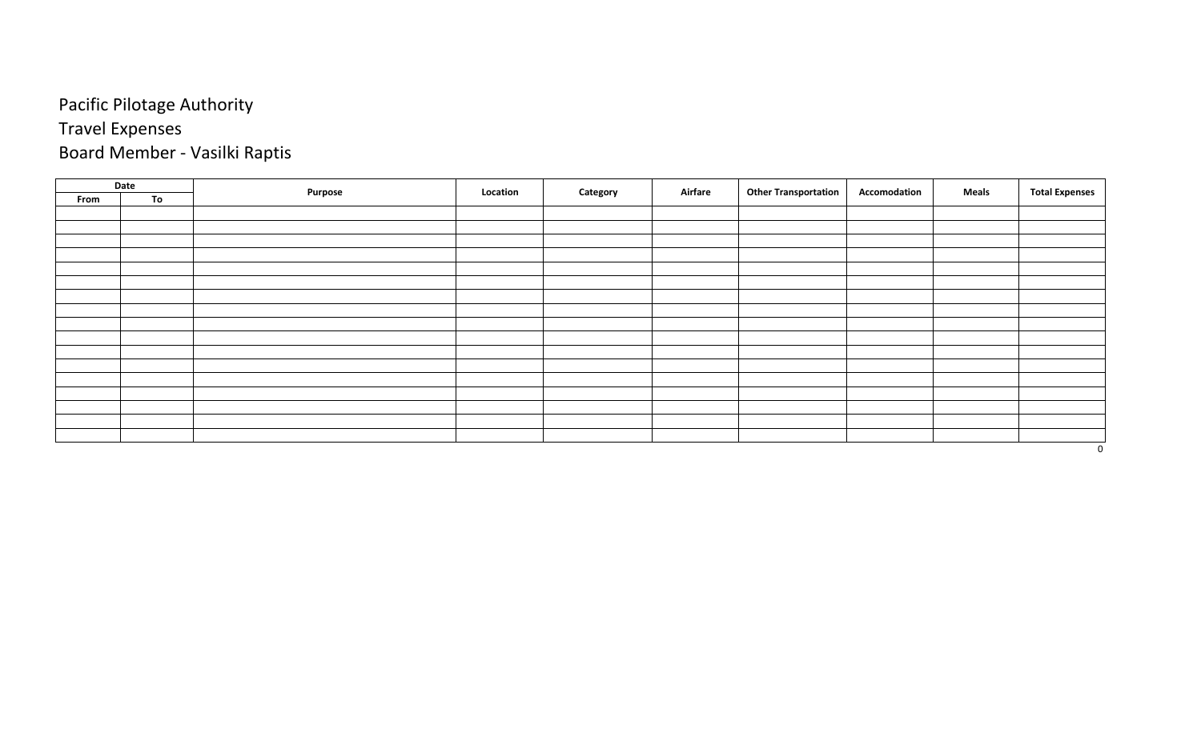Pacific Pilotage Authority

Travel Expenses

Board Member - Vasilki Raptis

| Date | | Purpose | Location | Category | Airfare | Other Transportation | Accomodation | Meals | Total Expenses |
|---|---|---|---|---|---|---|---|---|---|
| From | To | | | | | | | | |
| | | | | | | | | | |
| | | | | | | | | | |
| | | | | | | | | | |
| | | | | | | | | | |
| | | | | | | | | | |
| | | | | | | | | | |
| | | | | | | | | | |
| | | | | | | | | | |
| | | | | | | | | | |
| | | | | | | | | | |
| | | | | | | | | | |
| | | | | | | | | | |
| | | | | | | | | | |
| | | | | | | | | | |
| | | | | | | | | | |
| | | | | | | | | | |
| | | | | | | | | | |
| | | | | | | | | | 0 |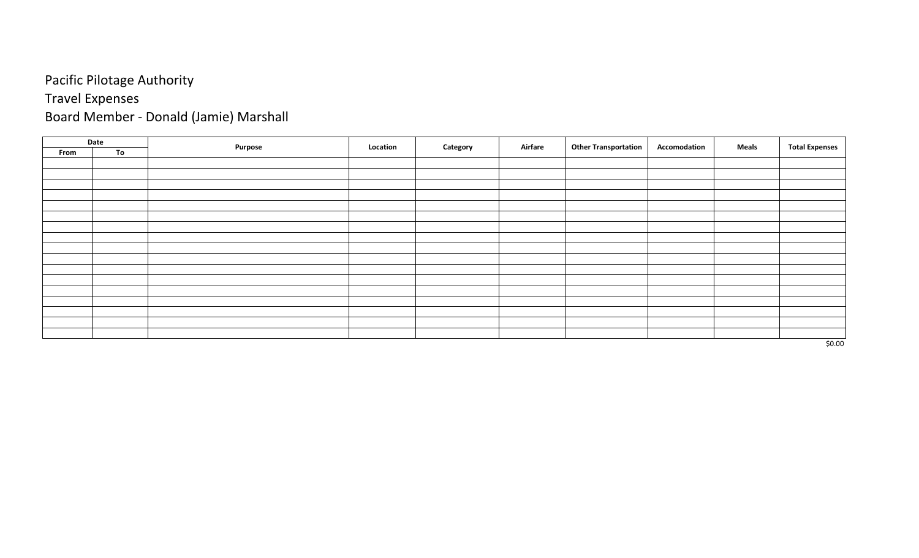Pacific Pilotage Authority

Travel Expenses

Board Member - Donald (Jamie) Marshall

| Date | | Purpose | Location | Category | Airfare | Other Transportation | Accomodation | Meals | Total Expenses |
|---|---|---|---|---|---|---|---|---|---|
| From | To | | | | | | | | |
| | | | | | | | | | |
| | | | | | | | | | |
| | | | | | | | | | |
| | | | | | | | | | |
| | | | | | | | | | |
| | | | | | | | | | |
| | | | | | | | | | |
| | | | | | | | | | |
| | | | | | | | | | |
| | | | | | | | | | |
| | | | | | | | | | |
| | | | | | | | | | |
| | | | | | | | | | |
| | | | | | | | | | |
| | | | | | | | | | |
| | | | | | | | | | |
| | | | | | | | | | |
| | | | | | | | | | $0.00 |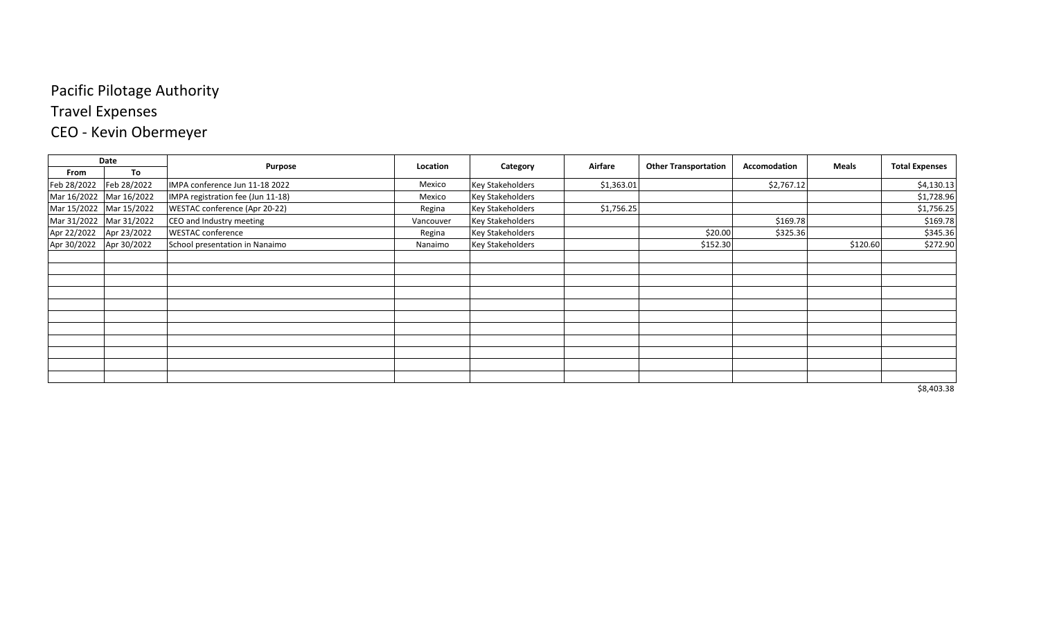# Pacific Pilotage Authority

## Travel Expenses

## CEO - Kevin Obermeyer

| Date | | Purpose | Location | Category | Airfare | Other Transportation | Accomodation | Meals | Total Expenses |
|---|---|---|---|---|---|---|---|---|---|
| From | To | | | | | | | | |
| Feb 28/2022 | Feb 28/2022 | IMPA conference Jun 11-18 2022 | Mexico | Key Stakeholders | $1,363.01 | | $2,767.12 | | $4,130.13 |
| Mar 16/2022 | Mar 16/2022 | IMPA registration fee (Jun 11-18) | Mexico | Key Stakeholders | | | | | $1,728.96 |
| Mar 15/2022 | Mar 15/2022 | WESTAC conference (Apr 20-22) | Regina | Key Stakeholders | $1,756.25 | | | | $1,756.25 |
| Mar 31/2022 | Mar 31/2022 | CEO and Industry meeting | Vancouver | Key Stakeholders | | | $169.78 | | $169.78 |
| Apr 22/2022 | Apr 23/2022 | WESTAC conference | Regina | Key Stakeholders | | $20.00 | $325.36 | | $345.36 |
| Apr 30/2022 | Apr 30/2022 | School presentation in Nanaimo | Nanaimo | Key Stakeholders | | $152.30 | | $120.60 | $272.90 |
| | | | | | | | | | |
| | | | | | | | | | |
| | | | | | | | | | |
| | | | | | | | | | |
| | | | | | | | | | |
| | | | | | | | | | |
| | | | | | | | | | |
| | | | | | | | | | |
| | | | | | | | | | |
| | | | | | | | | | |
| | | | | | | | | | |
| | | | | | | | | | $8,403.38 |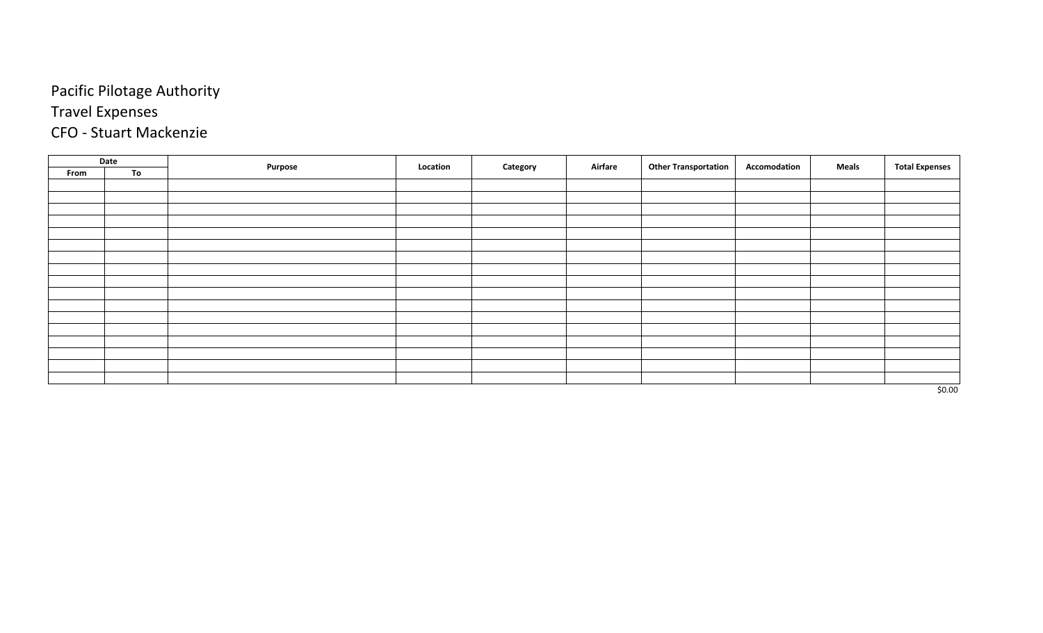Pacific Pilotage Authority
Travel Expenses
CFO - Stuart Mackenzie

| Date | | Purpose | Location | Category | Airfare | Other Transportation | Accomodation | Meals | Total Expenses |
|---|---|---|---|---|---|---|---|---|---|
| From | To | | | | | | | | |
| | | | | | | | | | |
| | | | | | | | | | |
| | | | | | | | | | |
| | | | | | | | | | |
| | | | | | | | | | |
| | | | | | | | | | |
| | | | | | | | | | |
| | | | | | | | | | |
| | | | | | | | | | |
| | | | | | | | | | |
| | | | | | | | | | |
| | | | | | | | | | |
| | | | | | | | | | |
| | | | | | | | | | |
| | | | | | | | | | |
| | | | | | | | | | |
| | | | | | | | | | |
| | | | | | | | | | $0.00 |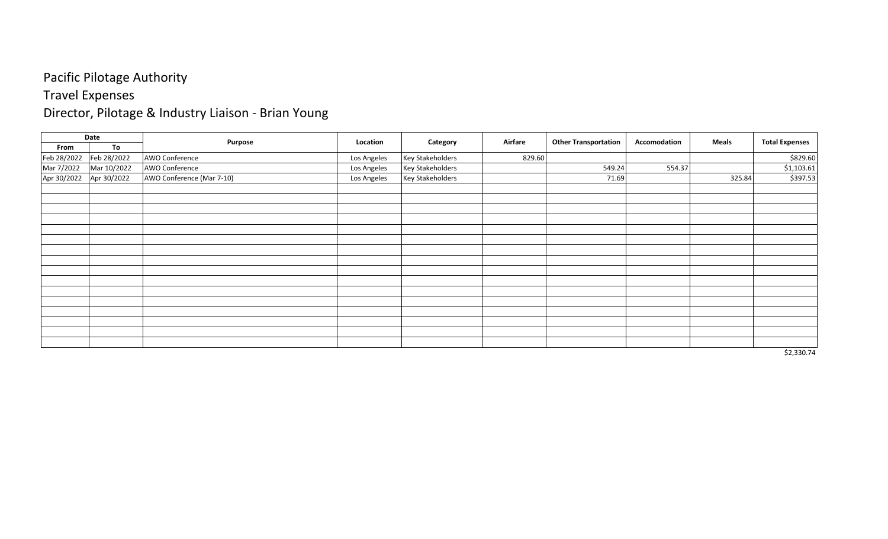Pacific Pilotage Authority

Travel Expenses

Director, Pilotage & Industry Liaison - Brian Young

| Date | | Purpose | Location | Category | Airfare | Other Transportation | Accomodation | Meals | Total Expenses |
|---|---|---|---|---|---|---|---|---|---|
| From | To | | | | | | | | |
| Feb 28/2022 | Feb 28/2022 | AWO Conference | Los Angeles | Key Stakeholders | 829.60 | | | | $829.60 |
| Mar 7/2022 | Mar 10/2022 | AWO Conference | Los Angeles | Key Stakeholders | | 549.24 | 554.37 | | $1,103.61 |
| Apr 30/2022 | Apr 30/2022 | AWO Conference (Mar 7-10) | Los Angeles | Key Stakeholders | | 71.69 | | 325.84 | $397.53 |
| | | | | | | | | | $2,330.74 |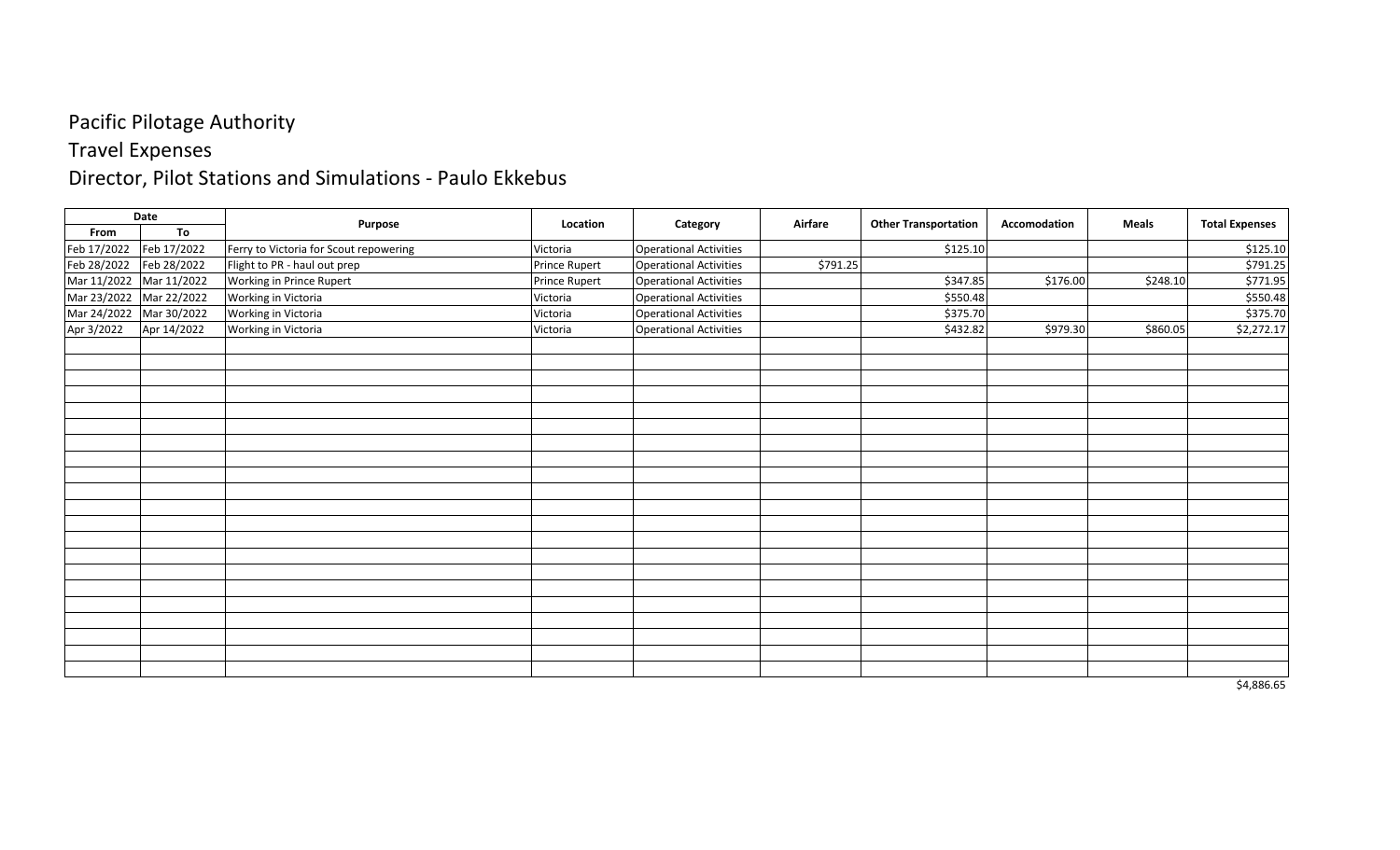# Pacific Pilotage Authority

## Travel Expenses

## Director, Pilot Stations and Simulations - Paulo Ekkebus

| Date | | Purpose | Location | Category | Airfare | Other Transportation | Accomodation | Meals | Total Expenses |
|---|---|---|---|---|---|---|---|---|---|
| From | To | | | | | | | | |
| Feb 17/2022 | Feb 17/2022 | Ferry to Victoria for Scout repowering | Victoria | Operational Activities | | $125.10 | | | $125.10 |
| Feb 28/2022 | Feb 28/2022 | Flight to PR - haul out prep | Prince Rupert | Operational Activities | $791.25 | | | | $791.25 |
| Mar 11/2022 | Mar 11/2022 | Working in Prince Rupert | Prince Rupert | Operational Activities | | $347.85 | $176.00 | $248.10 | $771.95 |
| Mar 23/2022 | Mar 22/2022 | Working in Victoria | Victoria | Operational Activities | | $550.48 | | | $550.48 |
| Mar 24/2022 | Mar 30/2022 | Working in Victoria | Victoria | Operational Activities | | $375.70 | | | $375.70 |
| Apr 3/2022 | Apr 14/2022 | Working in Victoria | Victoria | Operational Activities | | $432.82 | $979.30 | $860.05 | $2,272.17 |
| | | | | | | | | | $4,886.65 |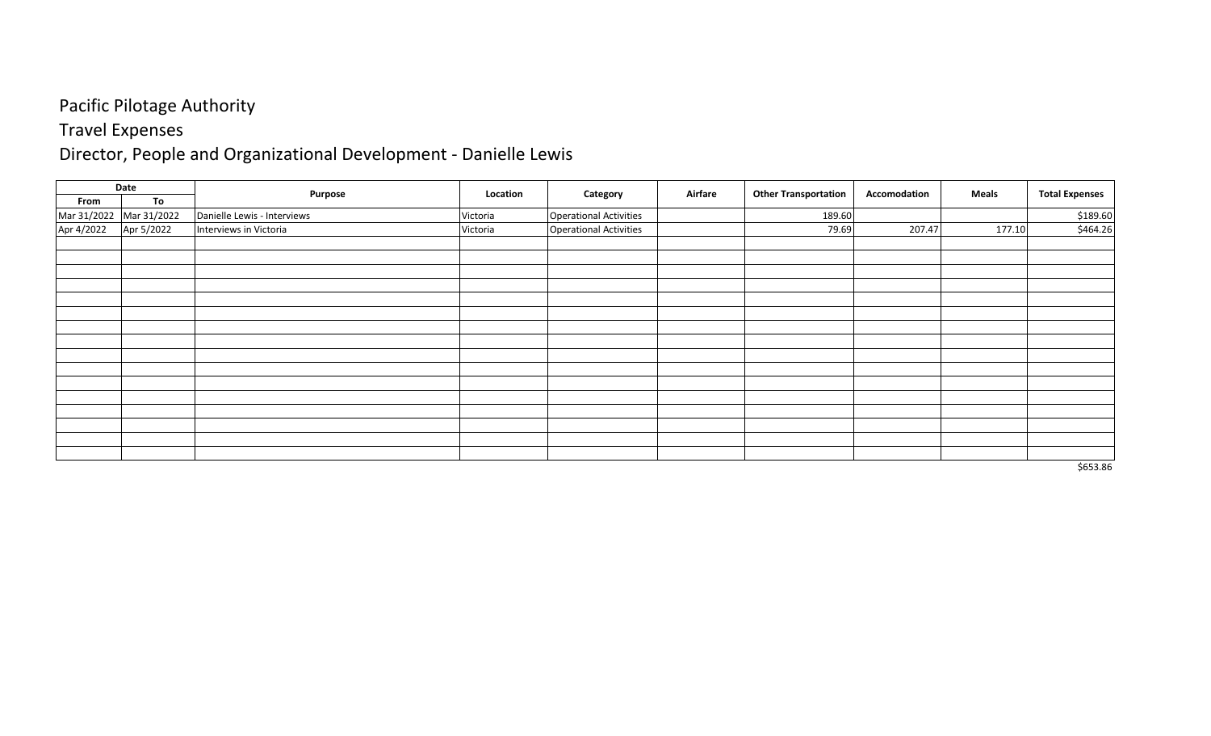Pacific Pilotage Authority

Travel Expenses

Director, People and Organizational Development - Danielle Lewis

| Date | | Purpose | Location | Category | Airfare | Other Transportation | Accomodation | Meals | Total Expenses |
|---|---|---|---|---|---|---|---|---|---|
| From | To | | | | | | | | |
| Mar 31/2022 | Mar 31/2022 | Danielle Lewis - Interviews | Victoria | Operational Activities | | 189.60 | | | $189.60 |
| Apr 4/2022 | Apr 5/2022 | Interviews in Victoria | Victoria | Operational Activities | | 79.69 | 207.47 | 177.10 | $464.26 |
| | | | | | | | | | |
| | | | | | | | | | |
| | | | | | | | | | |
| | | | | | | | | | |
| | | | | | | | | | |
| | | | | | | | | | |
| | | | | | | | | | |
| | | | | | | | | | |
| | | | | | | | | | |
| | | | | | | | | | |
| | | | | | | | | | |
| | | | | | | | | | |
| | | | | | | | | | |
| | | | | | | | | | |
| | | | | | | | | | |
| | | | | | | | | $653.86 |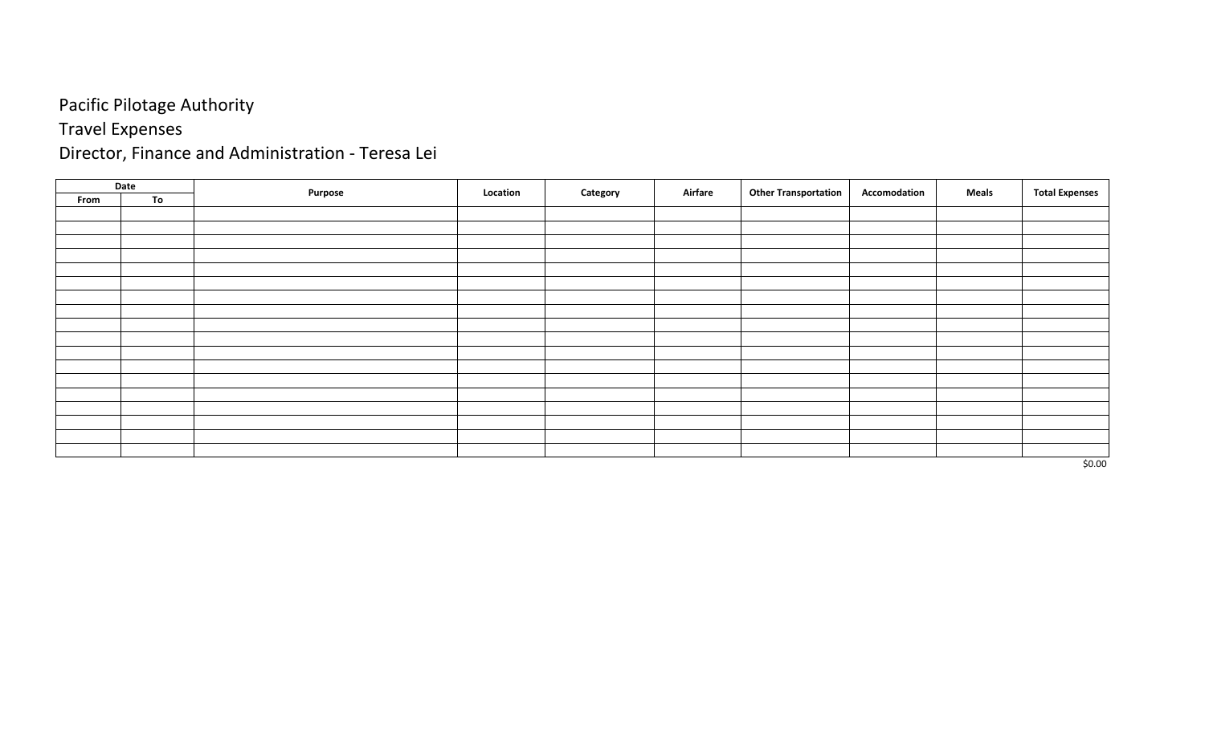Pacific Pilotage Authority

Travel Expenses

Director, Finance and Administration - Teresa Lei

| Date | | Purpose | Location | Category | Airfare | Other Transportation | Accomodation | Meals | Total Expenses |
|---|---|---|---|---|---|---|---|---|---|
| From | To | | | | | | | | |
| | | | | | | | | | |
| | | | | | | | | | |
| | | | | | | | | | |
| | | | | | | | | | |
| | | | | | | | | | |
| | | | | | | | | | |
| | | | | | | | | | |
| | | | | | | | | | |
| | | | | | | | | | |
| | | | | | | | | | |
| | | | | | | | | | |
| | | | | | | | | | |
| | | | | | | | | | |
| | | | | | | | | | |
| | | | | | | | | | |
| | | | | | | | | | |
| | | | | | | | | | |
| | | | | | | | | | |
| | | | | | | | | | $0.00 |